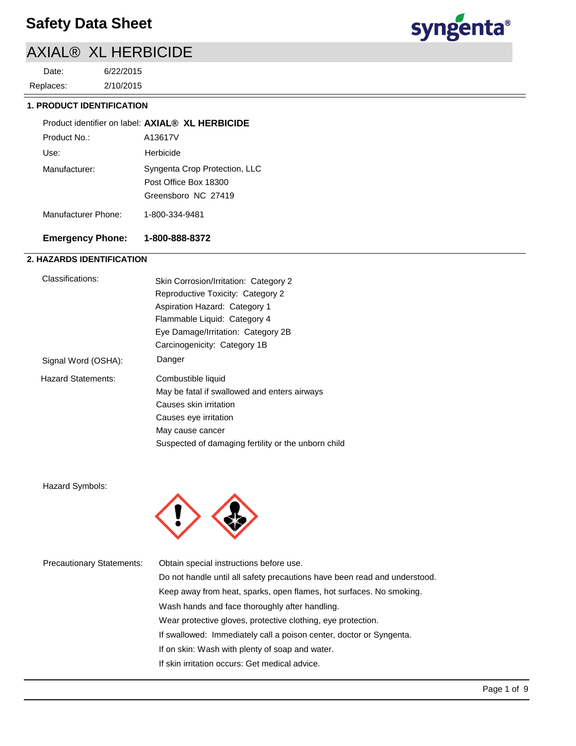# Safety Data Sheet

## AXIAL® XL HERBICIDE

Date: 6/22/2015

Replaces: 2/10/2015

### 1. PRODUCT IDENTIFICATION

Product identifier on label: **AXIAL® XL HERBICIDE**

Product No.: A13617V

Use: Herbicide

Manufacturer: Syngenta Crop Protection, LLC
Post Office Box 18300
Greensboro NC 27419

Manufacturer Phone: 1-800-334-9481

**Emergency Phone: 1-800-888-8372**

### 2. HAZARDS IDENTIFICATION

Classifications:
- Skin Corrosion/Irritation: Category 2
- Reproductive Toxicity: Category 2
- Aspiration Hazard: Category 1
- Flammable Liquid: Category 4
- Eye Damage/Irritation: Category 2B
- Carcinogenicity: Category 1B

Signal Word (OSHA): Danger

Hazard Statements:
- Combustible liquid
- May be fatal if swallowed and enters airways
- Causes skin irritation
- Causes eye irritation
- May cause cancer
- Suspected of damaging fertility or the unborn child

Hazard Symbols:

Precautionary Statements:
- Obtain special instructions before use.
- Do not handle until all safety precautions have been read and understood.
- Keep away from heat, sparks, open flames, hot surfaces. No smoking.
- Wash hands and face thoroughly after handling.
- Wear protective gloves, protective clothing, eye protection.
- If swallowed: Immediately call a poison center, doctor or Syngenta.
- If on skin: Wash with plenty of soap and water.
- If skin irritation occurs: Get medical advice.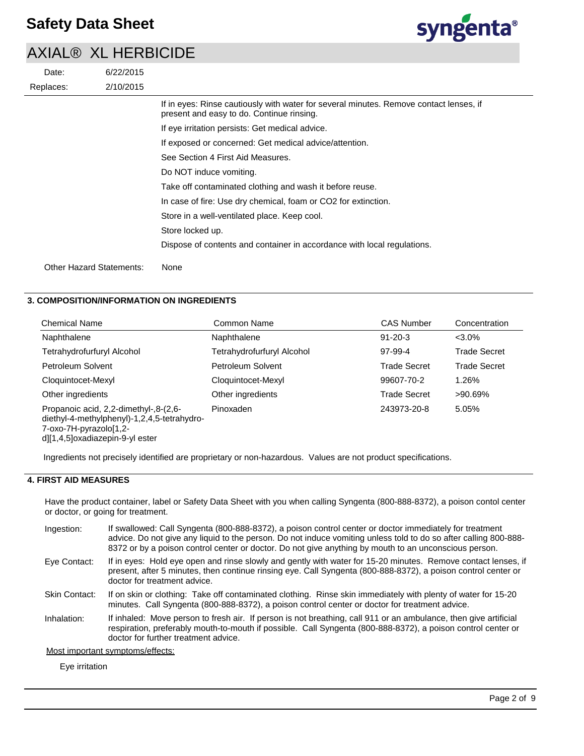If in eyes: Rinse cautiously with water for several minutes. Remove contact lenses, if present and easy to do. Continue rinsing.

If eye irritation persists: Get medical advice.

If exposed or concerned: Get medical advice/attention.

See Section 4 First Aid Measures.

Do NOT induce vomiting.

Take off contaminated clothing and wash it before reuse.

In case of fire: Use dry chemical, foam or CO2 for extinction.

Store in a well-ventilated place. Keep cool.

Store locked up.

Dispose of contents and container in accordance with local regulations.

Other Hazard Statements: None

## 3. COMPOSITION/INFORMATION ON INGREDIENTS

| Chemical Name | Common Name | CAS Number | Concentration |
|---|---|---|---|
| Naphthalene | Naphthalene | 91-20-3 | <3.0% |
| Tetrahydrofurfuryl Alcohol | Tetrahydrofurfuryl Alcohol | 97-99-4 | Trade Secret |
| Petroleum Solvent | Petroleum Solvent | Trade Secret | Trade Secret |
| Cloquintocet-Mexyl | Cloquintocet-Mexyl | 99607-70-2 | 1.26% |
| Other ingredients | Other ingredients | Trade Secret | >90.69% |
| Propanoic acid, 2,2-dimethyl-,8-(2,6-diethyl-4-methylphenyl)-1,2,4,5-tetrahydro-7-oxo-7H-pyrazolo[1,2-d][1,4,5]oxadiazepin-9-yl ester | Pinoxaden | 243973-20-8 | 5.05% |

Ingredients not precisely identified are proprietary or non-hazardous. Values are not product specifications.

## 4. FIRST AID MEASURES

Have the product container, label or Safety Data Sheet with you when calling Syngenta (800-888-8372), a poison contol center or doctor, or going for treatment.

**Ingestion:** If swallowed: Call Syngenta (800-888-8372), a poison control center or doctor immediately for treatment advice. Do not give any liquid to the person. Do not induce vomiting unless told to do so after calling 800-888-8372 or by a poison control center or doctor. Do not give anything by mouth to an unconscious person.

**Eye Contact:** If in eyes: Hold eye open and rinse slowly and gently with water for 15-20 minutes. Remove contact lenses, if present, after 5 minutes, then continue rinsing eye. Call Syngenta (800-888-8372), a poison control center or doctor for treatment advice.

**Skin Contact:** If on skin or clothing: Take off contaminated clothing. Rinse skin immediately with plenty of water for 15-20 minutes. Call Syngenta (800-888-8372), a poison control center or doctor for treatment advice.

**Inhalation:** If inhaled: Move person to fresh air. If person is not breathing, call 911 or an ambulance, then give artificial respiration, preferably mouth-to-mouth if possible. Call Syngenta (800-888-8372), a poison control center or doctor for further treatment advice.

Most important symptoms/effects:

Eye irritation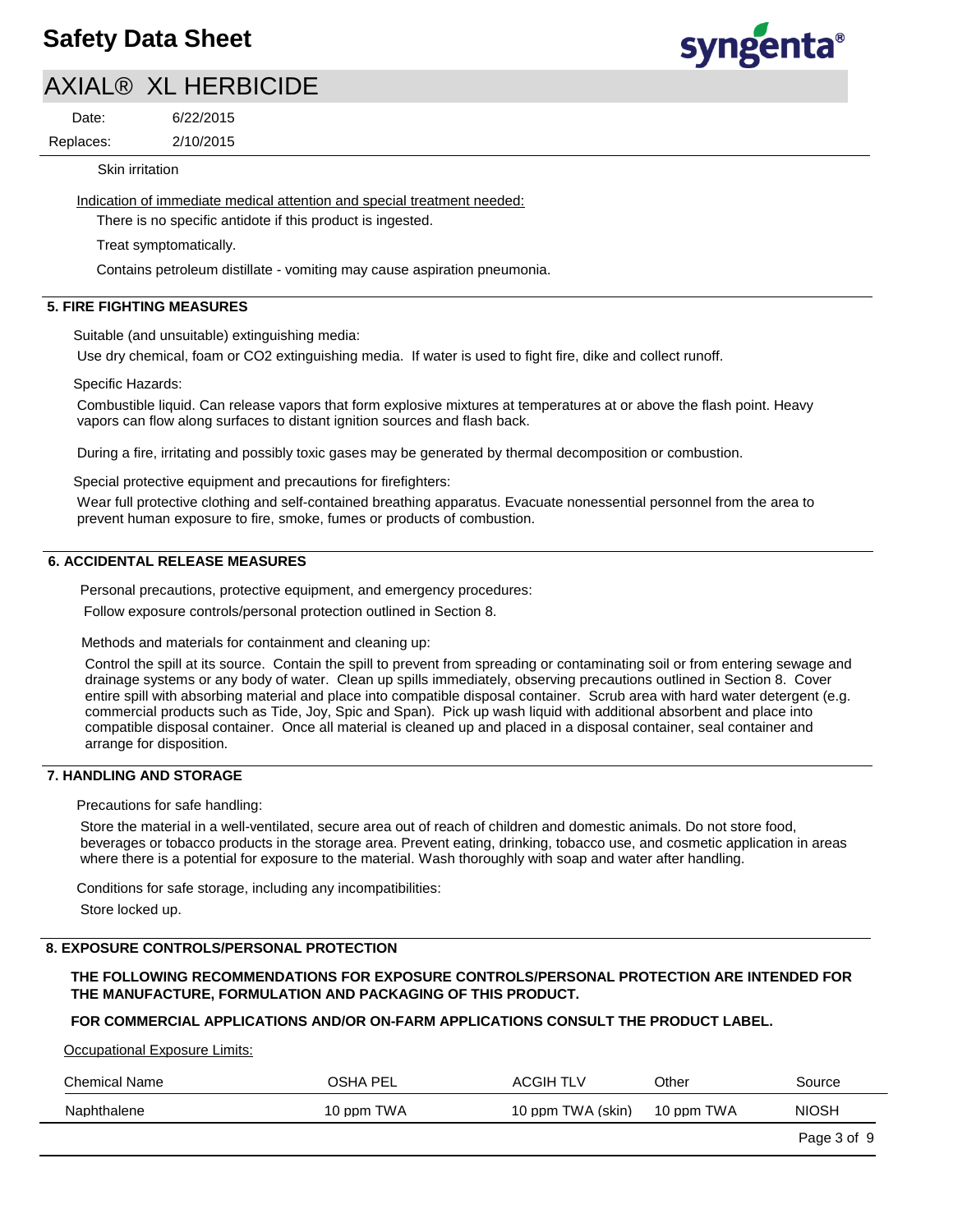Skin irritation

Indication of immediate medical attention and special treatment needed:

There is no specific antidote if this product is ingested.

Treat symptomatically.

Contains petroleum distillate - vomiting may cause aspiration pneumonia.

## 5. FIRE FIGHTING MEASURES

Suitable (and unsuitable) extinguishing media:

Use dry chemical, foam or CO2 extinguishing media. If water is used to fight fire, dike and collect runoff.

Specific Hazards:

Combustible liquid. Can release vapors that form explosive mixtures at temperatures at or above the flash point. Heavy vapors can flow along surfaces to distant ignition sources and flash back.

During a fire, irritating and possibly toxic gases may be generated by thermal decomposition or combustion.

Special protective equipment and precautions for firefighters:

Wear full protective clothing and self-contained breathing apparatus. Evacuate nonessential personnel from the area to prevent human exposure to fire, smoke, fumes or products of combustion.

## 6. ACCIDENTAL RELEASE MEASURES

Personal precautions, protective equipment, and emergency procedures:

Follow exposure controls/personal protection outlined in Section 8.

Methods and materials for containment and cleaning up:

Control the spill at its source. Contain the spill to prevent from spreading or contaminating soil or from entering sewage and drainage systems or any body of water. Clean up spills immediately, observing precautions outlined in Section 8. Cover entire spill with absorbing material and place into compatible disposal container. Scrub area with hard water detergent (e.g. commercial products such as Tide, Joy, Spic and Span). Pick up wash liquid with additional absorbent and place into compatible disposal container. Once all material is cleaned up and placed in a disposal container, seal container and arrange for disposition.

## 7. HANDLING AND STORAGE

Precautions for safe handling:

Store the material in a well-ventilated, secure area out of reach of children and domestic animals. Do not store food, beverages or tobacco products in the storage area. Prevent eating, drinking, tobacco use, and cosmetic application in areas where there is a potential for exposure to the material. Wash thoroughly with soap and water after handling.

Conditions for safe storage, including any incompatibilities:

Store locked up.

## 8. EXPOSURE CONTROLS/PERSONAL PROTECTION

**THE FOLLOWING RECOMMENDATIONS FOR EXPOSURE CONTROLS/PERSONAL PROTECTION ARE INTENDED FOR THE MANUFACTURE, FORMULATION AND PACKAGING OF THIS PRODUCT.**

**FOR COMMERCIAL APPLICATIONS AND/OR ON-FARM APPLICATIONS CONSULT THE PRODUCT LABEL.**

Occupational Exposure Limits:

| Chemical Name | OSHA PEL | ACGIH TLV | Other | Source |
|---|---|---|---|---|
| Naphthalene | 10 ppm TWA | 10 ppm TWA (skin) | 10 ppm TWA | NIOSH |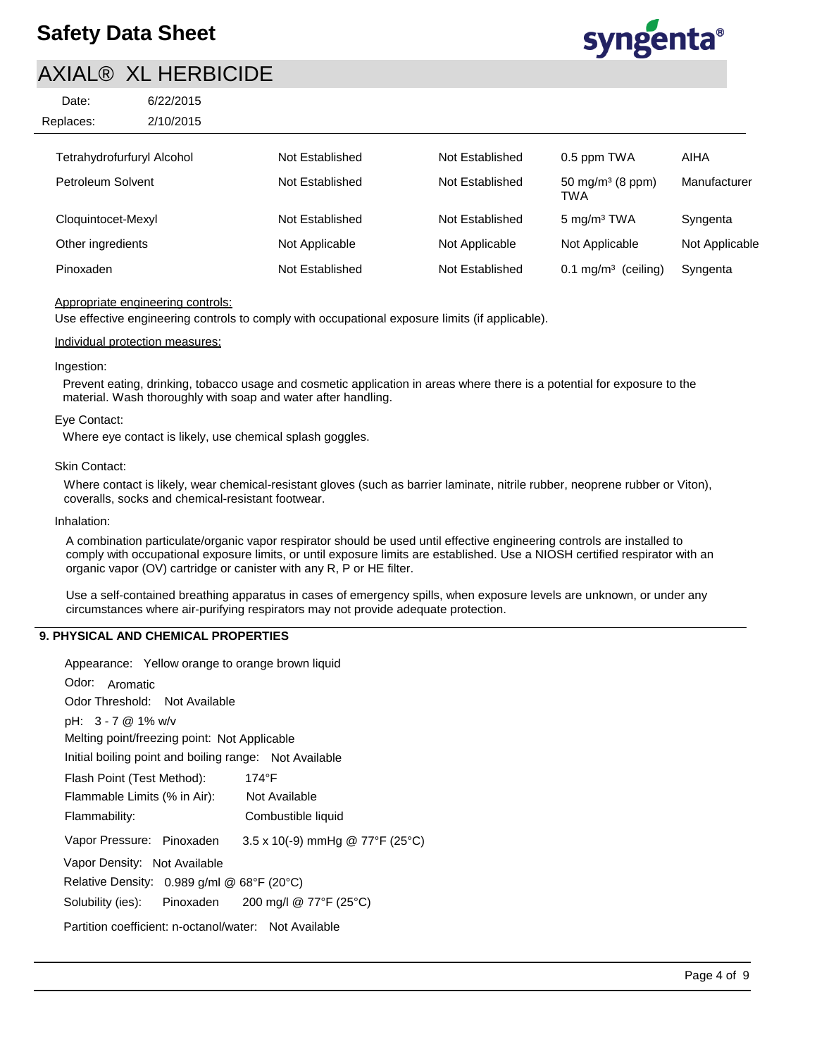| Tetrahydrofurfuryl Alcohol | Not Established | Not Established | 0.5 ppm TWA | AIHA |
|---|---|---|---|---|
| Petroleum Solvent | Not Established | Not Established | 50 mg/m³ (8 ppm) TWA | Manufacturer |
| Cloquintocet-Mexyl | Not Established | Not Established | 5 mg/m³ TWA | Syngenta |
| Other ingredients | Not Applicable | Not Applicable | Not Applicable | Not Applicable |
| Pinoxaden | Not Established | Not Established | 0.1 mg/m³ (ceiling) | Syngenta |

Appropriate engineering controls:

Use effective engineering controls to comply with occupational exposure limits (if applicable).

Individual protection measures:

Ingestion:

Prevent eating, drinking, tobacco usage and cosmetic application in areas where there is a potential for exposure to the material. Wash thoroughly with soap and water after handling.

Eye Contact:

Where eye contact is likely, use chemical splash goggles.

Skin Contact:

Where contact is likely, wear chemical-resistant gloves (such as barrier laminate, nitrile rubber, neoprene rubber or Viton), coveralls, socks and chemical-resistant footwear.

Inhalation:

A combination particulate/organic vapor respirator should be used until effective engineering controls are installed to comply with occupational exposure limits, or until exposure limits are established. Use a NIOSH certified respirator with an organic vapor (OV) cartridge or canister with any R, P or HE filter.

Use a self-contained breathing apparatus in cases of emergency spills, when exposure levels are unknown, or under any circumstances where air-purifying respirators may not provide adequate protection.

## 9. PHYSICAL AND CHEMICAL PROPERTIES

Appearance: Yellow orange to orange brown liquid

Odor: Aromatic

Odor Threshold: Not Available

pH: 3 - 7 @ 1% w/v

Melting point/freezing point: Not Applicable

Initial boiling point and boiling range: Not Available

Flash Point (Test Method): 174°F

Flammable Limits (% in Air): Not Available

Flammability: Combustible liquid

Vapor Pressure: Pinoxaden 3.5 x 10(-9) mmHg @ 77°F (25°C)

Vapor Density: Not Available

Relative Density: 0.989 g/ml @ 68°F (20°C)

Solubility (ies): Pinoxaden 200 mg/l @ 77°F (25°C)

Partition coefficient: n-octanol/water: Not Available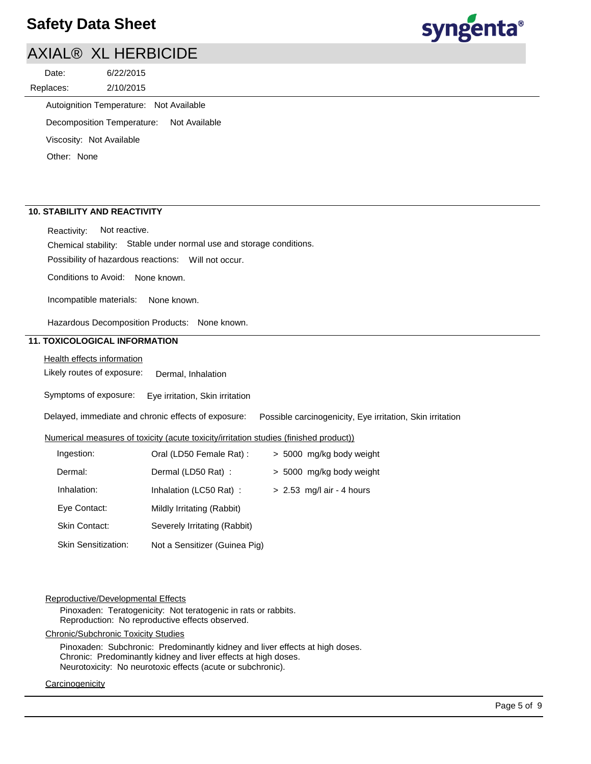Autoignition Temperature: Not Available

Decomposition Temperature: Not Available

Viscosity: Not Available

Other: None

## 10. STABILITY AND REACTIVITY

Reactivity: Not reactive.

Chemical stability: Stable under normal use and storage conditions.

Possibility of hazardous reactions: Will not occur.

Conditions to Avoid: None known.

Incompatible materials: None known.

Hazardous Decomposition Products: None known.

## 11. TOXICOLOGICAL INFORMATION

Health effects information

Likely routes of exposure: Dermal, Inhalation

Symptoms of exposure: Eye irritation, Skin irritation

Delayed, immediate and chronic effects of exposure: Possible carcinogenicity, Eye irritation, Skin irritation

Numerical measures of toxicity (acute toxicity/irritation studies (finished product))

| | | |
|---|---|---|
| Ingestion: | Oral (LD50 Female Rat) : | > 5000 mg/kg body weight |
| Dermal: | Dermal (LD50 Rat) : | > 5000 mg/kg body weight |
| Inhalation: | Inhalation (LC50 Rat) : | > 2.53 mg/l air - 4 hours |
| Eye Contact: | Mildly Irritating (Rabbit) | |
| Skin Contact: | Severely Irritating (Rabbit) | |
| Skin Sensitization: | Not a Sensitizer (Guinea Pig) | |

Reproductive/Developmental Effects

Pinoxaden: Teratogenicity: Not teratogenic in rats or rabbits.
Reproduction: No reproductive effects observed.

Chronic/Subchronic Toxicity Studies

Pinoxaden: Subchronic: Predominantly kidney and liver effects at high doses.
Chronic: Predominantly kidney and liver effects at high doses.
Neurotoxicity: No neurotoxic effects (acute or subchronic).

Carcinogenicity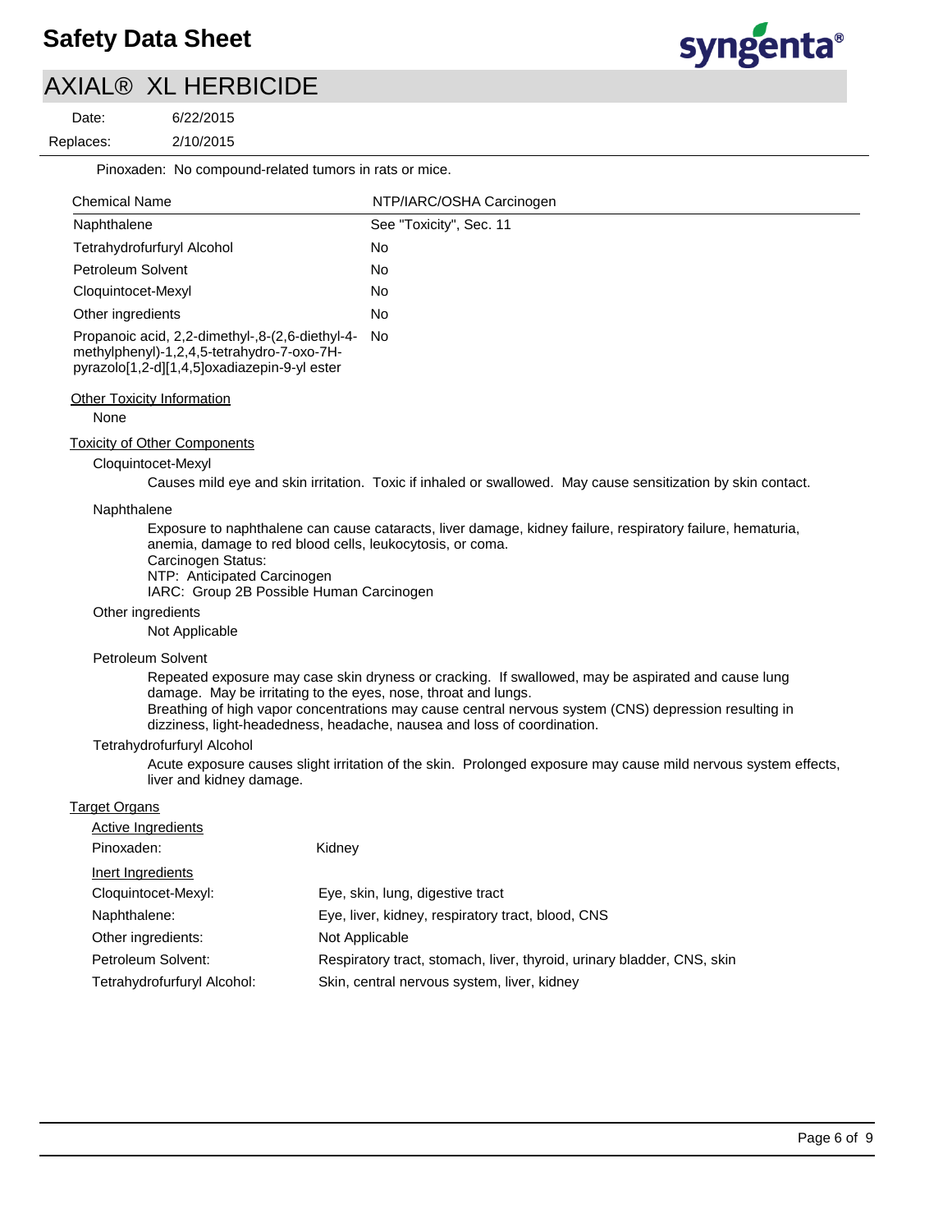Pinoxaden: No compound-related tumors in rats or mice.

| Chemical Name | NTP/IARC/OSHA Carcinogen |
| --- | --- |
| Naphthalene | See "Toxicity", Sec. 11 |
| Tetrahydrofurfuryl Alcohol | No |
| Petroleum Solvent | No |
| Cloquintocet-Mexyl | No |
| Other ingredients | No |
| Propanoic acid, 2,2-dimethyl-,8-(2,6-diethyl-4-methylphenyl)-1,2,4,5-tetrahydro-7-oxo-7H-pyrazolo[1,2-d][1,4,5]oxadiazepin-9-yl ester | No |

Other Toxicity Information

None

Toxicity of Other Components

Cloquintocet-Mexyl

Causes mild eye and skin irritation. Toxic if inhaled or swallowed. May cause sensitization by skin contact.

Naphthalene

Exposure to naphthalene can cause cataracts, liver damage, kidney failure, respiratory failure, hematuria, anemia, damage to red blood cells, leukocytosis, or coma.
Carcinogen Status:
NTP: Anticipated Carcinogen
IARC: Group 2B Possible Human Carcinogen

Other ingredients

Not Applicable

Petroleum Solvent

Repeated exposure may case skin dryness or cracking. If swallowed, may be aspirated and cause lung damage. May be irritating to the eyes, nose, throat and lungs.
Breathing of high vapor concentrations may cause central nervous system (CNS) depression resulting in dizziness, light-headedness, headache, nausea and loss of coordination.

Tetrahydrofurfuryl Alcohol

Acute exposure causes slight irritation of the skin. Prolonged exposure may cause mild nervous system effects, liver and kidney damage.

Target Organs

Active Ingredients

Pinoxaden: Kidney

Inert Ingredients

Cloquintocet-Mexyl: Eye, skin, lung, digestive tract

Naphthalene: Eye, liver, kidney, respiratory tract, blood, CNS

Other ingredients: Not Applicable

Petroleum Solvent: Respiratory tract, stomach, liver, thyroid, urinary bladder, CNS, skin

Tetrahydrofurfuryl Alcohol: Skin, central nervous system, liver, kidney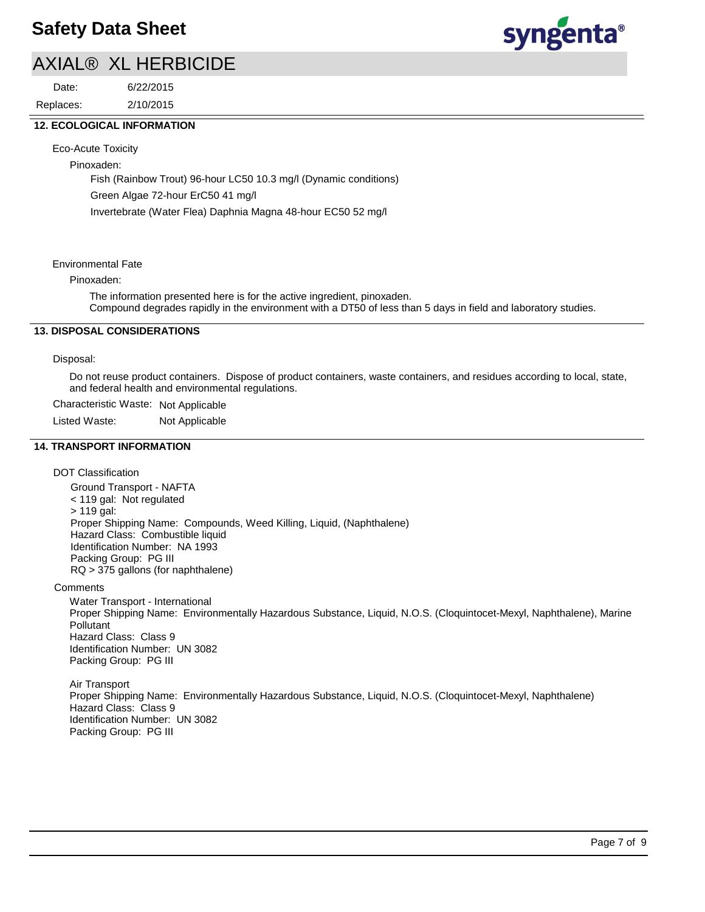## 12. ECOLOGICAL INFORMATION

Eco-Acute Toxicity

Pinoxaden:

Fish (Rainbow Trout) 96-hour LC50 10.3 mg/l (Dynamic conditions)

Green Algae 72-hour ErC50 41 mg/l

Invertebrate (Water Flea) Daphnia Magna 48-hour EC50 52 mg/l

Environmental Fate

Pinoxaden:

The information presented here is for the active ingredient, pinoxaden.
Compound degrades rapidly in the environment with a DT50 of less than 5 days in field and laboratory studies.

## 13. DISPOSAL CONSIDERATIONS

Disposal:

Do not reuse product containers. Dispose of product containers, waste containers, and residues according to local, state, and federal health and environmental regulations.

Characteristic Waste: Not Applicable

Listed Waste: Not Applicable

## 14. TRANSPORT INFORMATION

DOT Classification

Ground Transport - NAFTA
< 119 gal: Not regulated
> 119 gal:
Proper Shipping Name: Compounds, Weed Killing, Liquid, (Naphthalene)
Hazard Class: Combustible liquid
Identification Number: NA 1993
Packing Group: PG III
RQ > 375 gallons (for naphthalene)

Comments

Water Transport - International
Proper Shipping Name: Environmentally Hazardous Substance, Liquid, N.O.S. (Cloquintocet-Mexyl, Naphthalene), Marine Pollutant
Hazard Class: Class 9
Identification Number: UN 3082
Packing Group: PG III

Air Transport
Proper Shipping Name: Environmentally Hazardous Substance, Liquid, N.O.S. (Cloquintocet-Mexyl, Naphthalene)
Hazard Class: Class 9
Identification Number: UN 3082
Packing Group: PG III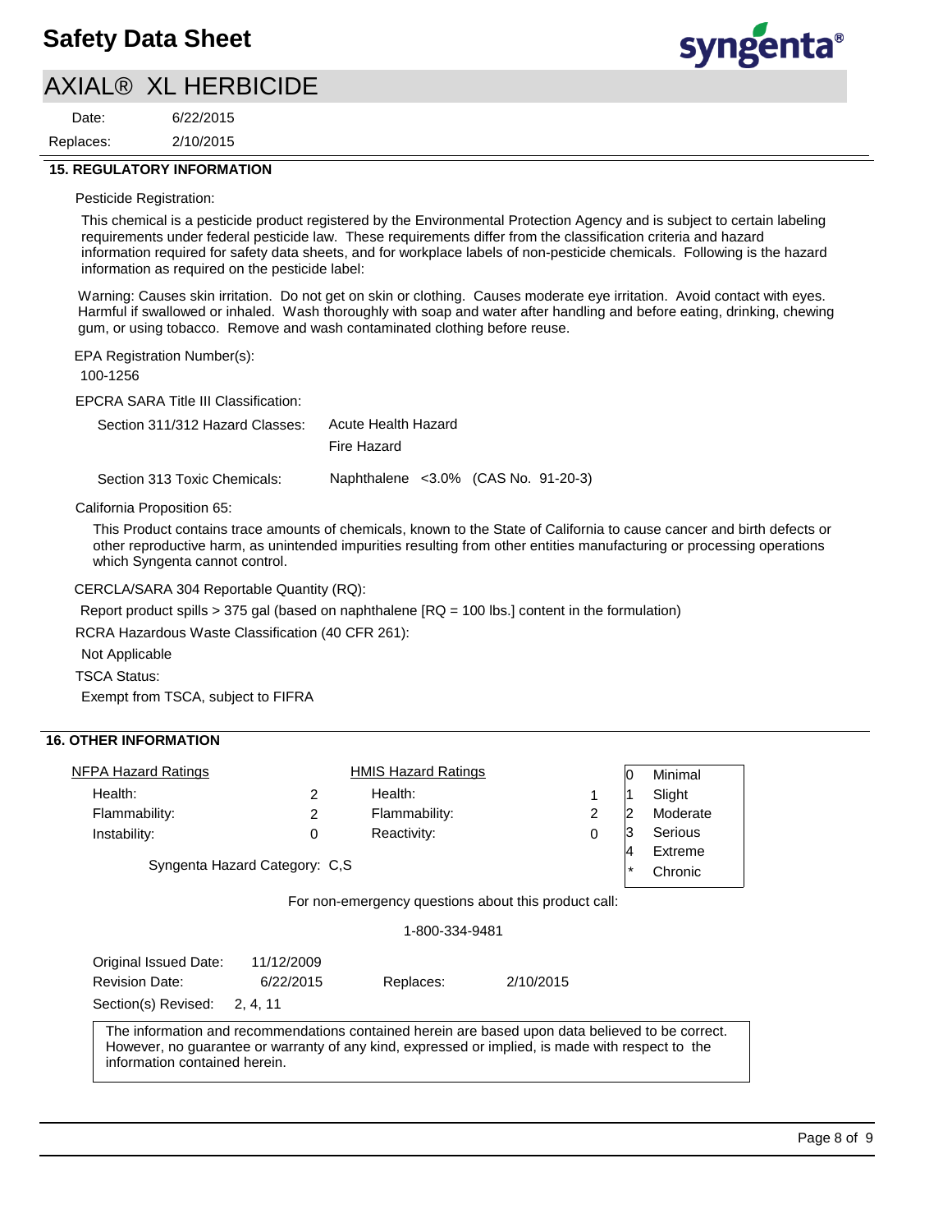## 15. REGULATORY INFORMATION

Pesticide Registration:

This chemical is a pesticide product registered by the Environmental Protection Agency and is subject to certain labeling requirements under federal pesticide law. These requirements differ from the classification criteria and hazard information required for safety data sheets, and for workplace labels of non-pesticide chemicals. Following is the hazard information as required on the pesticide label:

Warning: Causes skin irritation. Do not get on skin or clothing. Causes moderate eye irritation. Avoid contact with eyes. Harmful if swallowed or inhaled. Wash thoroughly with soap and water after handling and before eating, drinking, chewing gum, or using tobacco. Remove and wash contaminated clothing before reuse.

EPA Registration Number(s):

100-1256

EPCRA SARA Title III Classification:

| | |
|---|---|
| Section 311/312 Hazard Classes: | Acute Health Hazard<br>Fire Hazard |
| Section 313 Toxic Chemicals: | Naphthalene <3.0% (CAS No. 91-20-3) |

California Proposition 65:

This Product contains trace amounts of chemicals, known to the State of California to cause cancer and birth defects or other reproductive harm, as unintended impurities resulting from other entities manufacturing or processing operations which Syngenta cannot control.

CERCLA/SARA 304 Reportable Quantity (RQ):

Report product spills > 375 gal (based on naphthalene [RQ = 100 lbs.] content in the formulation)

RCRA Hazardous Waste Classification (40 CFR 261):

Not Applicable

TSCA Status:

Exempt from TSCA, subject to FIFRA

## 16. OTHER INFORMATION

| NFPA Hazard Ratings | | HMIS Hazard Ratings | |
|---|---|---|---|
| Health: | 2 | Health: | 1 |
| Flammability: | 2 | Flammability: | 2 |
| Instability: | 0 | Reactivity: | 0 |

| | |
|---|---|
| 0 | Minimal |
| 1 | Slight |
| 2 | Moderate |
| 3 | Serious |
| 4 | Extreme |
| * | Chronic |

Syngenta Hazard Category: C,S

For non-emergency questions about this product call:

1-800-334-9481

Original Issued Date: 11/12/2009

Revision Date: 6/22/2015 Replaces: 2/10/2015

Section(s) Revised: 2, 4, 11

The information and recommendations contained herein are based upon data believed to be correct. However, no guarantee or warranty of any kind, expressed or implied, is made with respect to the information contained herein.